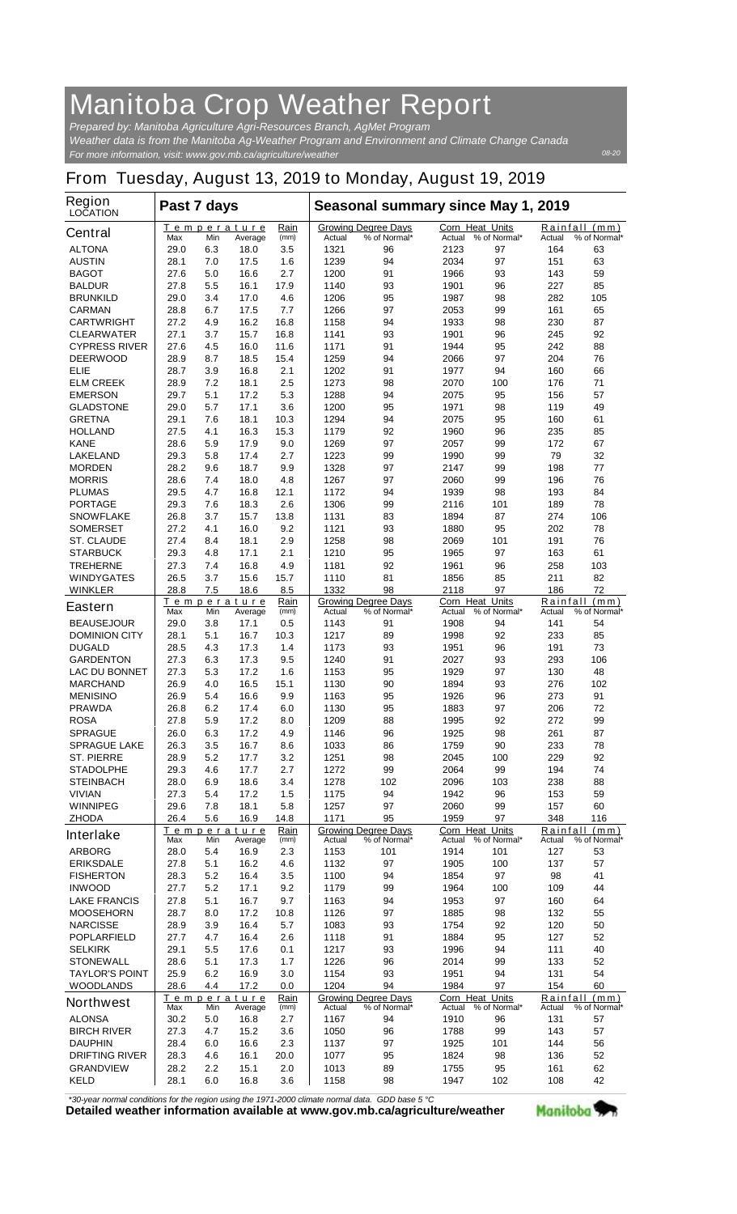# Manitoba Crop Weather Report

*Prepared by: Manitoba Agriculture Agri-Resources Branch, AgMet Program*
*Weather data is from the Manitoba Ag-Weather Program and Environment and Climate Change Canada*
*For more information, visit: www.gov.mb.ca/agriculture/weather*

08-20

## From Tuesday, August 13, 2019 to Monday, August 19, 2019

| Region LOCATION | Past 7 days | | | | Seasonal summary since May 1, 2019 | | | | | |
|---|---|---|---|---|---|---|---|---|---|---|
| | Temperature | | | Rain | Growing Degree Days | | Corn Heat Units | | Rainfall (mm) | |
| **Central** | Max | Min | Average | (mm) | Actual | % of Normal* | Actual | % of Normal* | Actual | % of Normal* |
| ALTONA | 29.0 | 6.3 | 18.0 | 3.5 | 1321 | 96 | 2123 | 97 | 164 | 63 |
| AUSTIN | 28.1 | 7.0 | 17.5 | 1.6 | 1239 | 94 | 2034 | 97 | 151 | 63 |
| BAGOT | 27.6 | 5.0 | 16.6 | 2.7 | 1200 | 91 | 1966 | 93 | 143 | 59 |
| BALDUR | 27.8 | 5.5 | 16.1 | 17.9 | 1140 | 93 | 1901 | 96 | 227 | 85 |
| BRUNKILD | 29.0 | 3.4 | 17.0 | 4.6 | 1206 | 95 | 1987 | 98 | 282 | 105 |
| CARMAN | 28.8 | 6.7 | 17.5 | 7.7 | 1266 | 97 | 2053 | 99 | 161 | 65 |
| CARTWRIGHT | 27.2 | 4.9 | 16.2 | 16.8 | 1158 | 94 | 1933 | 98 | 230 | 87 |
| CLEARWATER | 27.1 | 3.7 | 15.7 | 16.8 | 1141 | 93 | 1901 | 96 | 245 | 92 |
| CYPRESS RIVER | 27.6 | 4.5 | 16.0 | 11.6 | 1171 | 91 | 1944 | 95 | 242 | 88 |
| DEERWOOD | 28.9 | 8.7 | 18.5 | 15.4 | 1259 | 94 | 2066 | 97 | 204 | 76 |
| ELIE | 28.7 | 3.9 | 16.8 | 2.1 | 1202 | 91 | 1977 | 94 | 160 | 66 |
| ELM CREEK | 28.9 | 7.2 | 18.1 | 2.5 | 1273 | 98 | 2070 | 100 | 176 | 71 |
| EMERSON | 29.7 | 5.1 | 17.2 | 5.3 | 1288 | 94 | 2075 | 95 | 156 | 57 |
| GLADSTONE | 29.0 | 5.7 | 17.1 | 3.6 | 1200 | 95 | 1971 | 98 | 119 | 49 |
| GRETNA | 29.1 | 7.6 | 18.1 | 10.3 | 1294 | 94 | 2075 | 95 | 160 | 61 |
| HOLLAND | 27.5 | 4.1 | 16.3 | 15.3 | 1179 | 92 | 1960 | 96 | 235 | 85 |
| KANE | 28.6 | 5.9 | 17.9 | 9.0 | 1269 | 97 | 2057 | 99 | 172 | 67 |
| LAKELAND | 29.3 | 5.8 | 17.4 | 2.7 | 1223 | 99 | 1990 | 99 | 79 | 32 |
| MORDEN | 28.2 | 9.6 | 18.7 | 9.9 | 1328 | 97 | 2147 | 99 | 198 | 77 |
| MORRIS | 28.6 | 7.4 | 18.0 | 4.8 | 1267 | 97 | 2060 | 99 | 196 | 76 |
| PLUMAS | 29.5 | 4.7 | 16.8 | 12.1 | 1172 | 94 | 1939 | 98 | 193 | 84 |
| PORTAGE | 29.3 | 7.6 | 18.3 | 2.6 | 1306 | 99 | 2116 | 101 | 189 | 78 |
| SNOWFLAKE | 26.8 | 3.7 | 15.7 | 13.8 | 1131 | 83 | 1894 | 87 | 274 | 106 |
| SOMERSET | 27.2 | 4.1 | 16.0 | 9.2 | 1121 | 93 | 1880 | 95 | 202 | 78 |
| ST. CLAUDE | 27.4 | 8.4 | 18.1 | 2.9 | 1258 | 98 | 2069 | 101 | 191 | 76 |
| STARBUCK | 29.3 | 4.8 | 17.1 | 2.1 | 1210 | 95 | 1965 | 97 | 163 | 61 |
| TREHERNE | 27.3 | 7.4 | 16.8 | 4.9 | 1181 | 92 | 1961 | 96 | 258 | 103 |
| WINDYGATES | 26.5 | 3.7 | 15.6 | 15.7 | 1110 | 81 | 1856 | 85 | 211 | 82 |
| WINKLER | 28.8 | 7.5 | 18.6 | 8.5 | 1332 | 98 | 2118 | 97 | 186 | 72 |
| **Eastern** | Max | Min | Average | (mm) | Actual | % of Normal* | Actual | % of Normal* | Actual | % of Normal* |
| BEAUSEJOUR | 29.0 | 3.8 | 17.1 | 0.5 | 1143 | 91 | 1908 | 94 | 141 | 54 |
| DOMINION CITY | 28.1 | 5.1 | 16.7 | 10.3 | 1217 | 89 | 1998 | 92 | 233 | 85 |
| DUGALD | 28.5 | 4.3 | 17.3 | 1.4 | 1173 | 93 | 1951 | 96 | 191 | 73 |
| GARDENTON | 27.3 | 6.3 | 17.3 | 9.5 | 1240 | 91 | 2027 | 93 | 293 | 106 |
| LAC DU BONNET | 27.3 | 5.3 | 17.2 | 1.6 | 1153 | 95 | 1929 | 97 | 130 | 48 |
| MARCHAND | 26.9 | 4.0 | 16.5 | 15.1 | 1130 | 90 | 1894 | 93 | 276 | 102 |
| MENISINO | 26.9 | 5.4 | 16.6 | 9.9 | 1163 | 95 | 1926 | 96 | 273 | 91 |
| PRAWDA | 26.8 | 6.2 | 17.4 | 6.0 | 1130 | 95 | 1883 | 97 | 206 | 72 |
| ROSA | 27.8 | 5.9 | 17.2 | 8.0 | 1209 | 88 | 1995 | 92 | 272 | 99 |
| SPRAGUE | 26.0 | 6.3 | 17.2 | 4.9 | 1146 | 96 | 1925 | 98 | 261 | 87 |
| SPRAGUE LAKE | 26.3 | 3.5 | 16.7 | 8.6 | 1033 | 86 | 1759 | 90 | 233 | 78 |
| ST. PIERRE | 28.9 | 5.2 | 17.7 | 3.2 | 1251 | 98 | 2045 | 100 | 229 | 92 |
| STADOLPHE | 29.3 | 4.6 | 17.7 | 2.7 | 1272 | 99 | 2064 | 99 | 194 | 74 |
| STEINBACH | 28.0 | 6.9 | 18.6 | 3.4 | 1278 | 102 | 2096 | 103 | 238 | 88 |
| VIVIAN | 27.3 | 5.4 | 17.2 | 1.5 | 1175 | 94 | 1942 | 96 | 153 | 59 |
| WINNIPEG | 29.6 | 7.8 | 18.1 | 5.8 | 1257 | 97 | 2060 | 99 | 157 | 60 |
| ZHODA | 26.4 | 5.6 | 16.9 | 14.8 | 1171 | 95 | 1959 | 97 | 348 | 116 |
| **Interlake** | Max | Min | Average | (mm) | Actual | % of Normal* | Actual | % of Normal* | Actual | % of Normal* |
| ARBORG | 28.0 | 5.4 | 16.9 | 2.3 | 1153 | 101 | 1914 | 101 | 127 | 53 |
| ERIKSDALE | 27.8 | 5.1 | 16.2 | 4.6 | 1132 | 97 | 1905 | 100 | 137 | 57 |
| FISHERTON | 28.3 | 5.2 | 16.4 | 3.5 | 1100 | 94 | 1854 | 97 | 98 | 41 |
| INWOOD | 27.7 | 5.2 | 17.1 | 9.2 | 1179 | 99 | 1964 | 100 | 109 | 44 |
| LAKE FRANCIS | 27.8 | 5.1 | 16.7 | 9.7 | 1163 | 94 | 1953 | 97 | 160 | 64 |
| MOOSEHORN | 28.7 | 8.0 | 17.2 | 10.8 | 1126 | 97 | 1885 | 98 | 132 | 55 |
| NARCISSE | 28.9 | 3.9 | 16.4 | 5.7 | 1083 | 93 | 1754 | 92 | 120 | 50 |
| POPLARFIELD | 27.7 | 4.7 | 16.4 | 2.6 | 1118 | 91 | 1884 | 95 | 127 | 52 |
| SELKIRK | 29.1 | 5.5 | 17.6 | 0.1 | 1217 | 93 | 1996 | 94 | 111 | 40 |
| STONEWALL | 28.6 | 5.1 | 17.3 | 1.7 | 1226 | 96 | 2014 | 99 | 133 | 52 |
| TAYLOR'S POINT | 25.9 | 6.2 | 16.9 | 3.0 | 1154 | 93 | 1951 | 94 | 131 | 54 |
| WOODLANDS | 28.6 | 4.4 | 17.2 | 0.0 | 1204 | 94 | 1984 | 97 | 154 | 60 |
| **Northwest** | Max | Min | Average | (mm) | Actual | % of Normal* | Actual | % of Normal* | Actual | % of Normal* |
| ALONSA | 30.2 | 5.0 | 16.8 | 2.7 | 1167 | 94 | 1910 | 96 | 131 | 57 |
| BIRCH RIVER | 27.3 | 4.7 | 15.2 | 3.6 | 1050 | 96 | 1788 | 99 | 143 | 57 |
| DAUPHIN | 28.4 | 6.0 | 16.6 | 2.3 | 1137 | 97 | 1925 | 101 | 144 | 56 |
| DRIFTING RIVER | 28.3 | 4.6 | 16.1 | 20.0 | 1077 | 95 | 1824 | 98 | 136 | 52 |
| GRANDVIEW | 28.2 | 2.2 | 15.1 | 2.0 | 1013 | 89 | 1755 | 95 | 161 | 62 |
| KELD | 28.1 | 6.0 | 16.8 | 3.6 | 1158 | 98 | 1947 | 102 | 108 | 42 |

*\*30-year normal conditions for the region using the 1971-2000 climate normal data. GDD base 5 °C*

**Detailed weather information available at www.gov.mb.ca/agriculture/weather**

Manitoba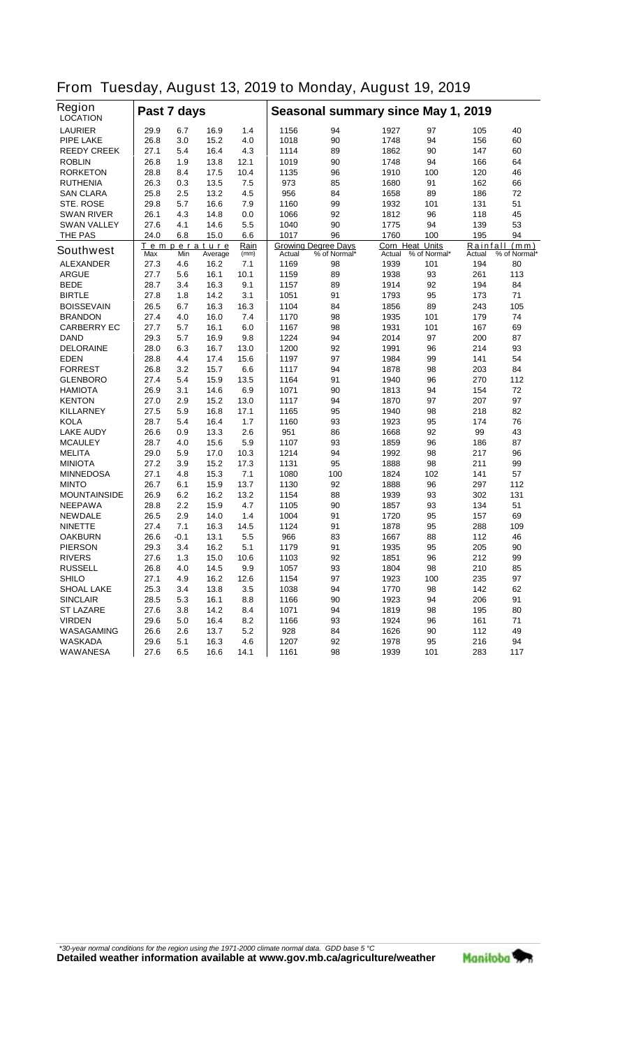# From Tuesday, August 13, 2019 to Monday, August 19, 2019

| Region LOCATION | Past 7 days | | | | Seasonal summary since May 1, 2019 | | | | | |
|---|---|---|---|---|---|---|---|---|---|---|
| LAURIER | 29.9 | 6.7 | 16.9 | 1.4 | 1156 | 94 | 1927 | 97 | 105 | 40 |
| PIPE LAKE | 26.8 | 3.0 | 15.2 | 4.0 | 1018 | 90 | 1748 | 94 | 156 | 60 |
| REEDY CREEK | 27.1 | 5.4 | 16.4 | 4.3 | 1114 | 89 | 1862 | 90 | 147 | 60 |
| ROBLIN | 26.8 | 1.9 | 13.8 | 12.1 | 1019 | 90 | 1748 | 94 | 166 | 64 |
| RORKETON | 28.8 | 8.4 | 17.5 | 10.4 | 1135 | 96 | 1910 | 100 | 120 | 46 |
| RUTHENIA | 26.3 | 0.3 | 13.5 | 7.5 | 973 | 85 | 1680 | 91 | 162 | 66 |
| SAN CLARA | 25.8 | 2.5 | 13.2 | 4.5 | 956 | 84 | 1658 | 89 | 186 | 72 |
| STE. ROSE | 29.8 | 5.7 | 16.6 | 7.9 | 1160 | 99 | 1932 | 101 | 131 | 51 |
| SWAN RIVER | 26.1 | 4.3 | 14.8 | 0.0 | 1066 | 92 | 1812 | 96 | 118 | 45 |
| SWAN VALLEY | 27.6 | 4.1 | 14.6 | 5.5 | 1040 | 90 | 1775 | 94 | 139 | 53 |
| THE PAS | 24.0 | 6.8 | 15.0 | 6.6 | 1017 | 96 | 1760 | 100 | 195 | 94 |
| **Southwest** | Temperature | | | Rain | Growing Degree Days | | Corn Heat Units | | Rainfall (mm) | |
| | Max | Min | Average | (mm) | Actual | % of Normal* | Actual | % of Normal* | Actual | % of Normal* |
| ALEXANDER | 27.3 | 4.6 | 16.2 | 7.1 | 1169 | 98 | 1939 | 101 | 194 | 80 |
| ARGUE | 27.7 | 5.6 | 16.1 | 10.1 | 1159 | 89 | 1938 | 93 | 261 | 113 |
| BEDE | 28.7 | 3.4 | 16.3 | 9.1 | 1157 | 89 | 1914 | 92 | 194 | 84 |
| BIRTLE | 27.8 | 1.8 | 14.2 | 3.1 | 1051 | 91 | 1793 | 95 | 173 | 71 |
| BOISSEVAIN | 26.5 | 6.7 | 16.3 | 16.3 | 1104 | 84 | 1856 | 89 | 243 | 105 |
| BRANDON | 27.4 | 4.0 | 16.0 | 7.4 | 1170 | 98 | 1935 | 101 | 179 | 74 |
| CARBERRY EC | 27.7 | 5.7 | 16.1 | 6.0 | 1167 | 98 | 1931 | 101 | 167 | 69 |
| DAND | 29.3 | 5.7 | 16.9 | 9.8 | 1224 | 94 | 2014 | 97 | 200 | 87 |
| DELORAINE | 28.0 | 6.3 | 16.7 | 13.0 | 1200 | 92 | 1991 | 96 | 214 | 93 |
| EDEN | 28.8 | 4.4 | 17.4 | 15.6 | 1197 | 97 | 1984 | 99 | 141 | 54 |
| FORREST | 26.8 | 3.2 | 15.7 | 6.6 | 1117 | 94 | 1878 | 98 | 203 | 84 |
| GLENBORO | 27.4 | 5.4 | 15.9 | 13.5 | 1164 | 91 | 1940 | 96 | 270 | 112 |
| HAMIOTA | 26.9 | 3.1 | 14.6 | 6.9 | 1071 | 90 | 1813 | 94 | 154 | 72 |
| KENTON | 27.0 | 2.9 | 15.2 | 13.0 | 1117 | 94 | 1870 | 97 | 207 | 97 |
| KILLARNEY | 27.5 | 5.9 | 16.8 | 17.1 | 1165 | 95 | 1940 | 98 | 218 | 82 |
| KOLA | 28.7 | 5.4 | 16.4 | 1.7 | 1160 | 93 | 1923 | 95 | 174 | 76 |
| LAKE AUDY | 26.6 | 0.9 | 13.3 | 2.6 | 951 | 86 | 1668 | 92 | 99 | 43 |
| MCAULEY | 28.7 | 4.0 | 15.6 | 5.9 | 1107 | 93 | 1859 | 96 | 186 | 87 |
| MELITA | 29.0 | 5.9 | 17.0 | 10.3 | 1214 | 94 | 1992 | 98 | 217 | 96 |
| MINIOTA | 27.2 | 3.9 | 15.2 | 17.3 | 1131 | 95 | 1888 | 98 | 211 | 99 |
| MINNEDOSA | 27.1 | 4.8 | 15.3 | 7.1 | 1080 | 100 | 1824 | 102 | 141 | 57 |
| MINTO | 26.7 | 6.1 | 15.9 | 13.7 | 1130 | 92 | 1888 | 96 | 297 | 112 |
| MOUNTAINSIDE | 26.9 | 6.2 | 16.2 | 13.2 | 1154 | 88 | 1939 | 93 | 302 | 131 |
| NEEPAWA | 28.8 | 2.2 | 15.9 | 4.7 | 1105 | 90 | 1857 | 93 | 134 | 51 |
| NEWDALE | 26.5 | 2.9 | 14.0 | 1.4 | 1004 | 91 | 1720 | 95 | 157 | 69 |
| NINETTE | 27.4 | 7.1 | 16.3 | 14.5 | 1124 | 91 | 1878 | 95 | 288 | 109 |
| OAKBURN | 26.6 | -0.1 | 13.1 | 5.5 | 966 | 83 | 1667 | 88 | 112 | 46 |
| PIERSON | 29.3 | 3.4 | 16.2 | 5.1 | 1179 | 91 | 1935 | 95 | 205 | 90 |
| RIVERS | 27.6 | 1.3 | 15.0 | 10.6 | 1103 | 92 | 1851 | 96 | 212 | 99 |
| RUSSELL | 26.8 | 4.0 | 14.5 | 9.9 | 1057 | 93 | 1804 | 98 | 210 | 85 |
| SHILO | 27.1 | 4.9 | 16.2 | 12.6 | 1154 | 97 | 1923 | 100 | 235 | 97 |
| SHOAL LAKE | 25.3 | 3.4 | 13.8 | 3.5 | 1038 | 94 | 1770 | 98 | 142 | 62 |
| SINCLAIR | 28.5 | 5.3 | 16.1 | 8.8 | 1166 | 90 | 1923 | 94 | 206 | 91 |
| ST LAZARE | 27.6 | 3.8 | 14.2 | 8.4 | 1071 | 94 | 1819 | 98 | 195 | 80 |
| VIRDEN | 29.6 | 5.0 | 16.4 | 8.2 | 1166 | 93 | 1924 | 96 | 161 | 71 |
| WASAGAMING | 26.6 | 2.6 | 13.7 | 5.2 | 928 | 84 | 1626 | 90 | 112 | 49 |
| WASKADA | 29.6 | 5.1 | 16.3 | 4.6 | 1207 | 92 | 1978 | 95 | 216 | 94 |
| WAWANESA | 27.6 | 6.5 | 16.6 | 14.1 | 1161 | 98 | 1939 | 101 | 283 | 117 |

*30-year normal conditions for the region using the 1971-2000 climate normal data. GDD base 5 °C

**Detailed weather information available at www.gov.mb.ca/agriculture/weather**

Manitoba